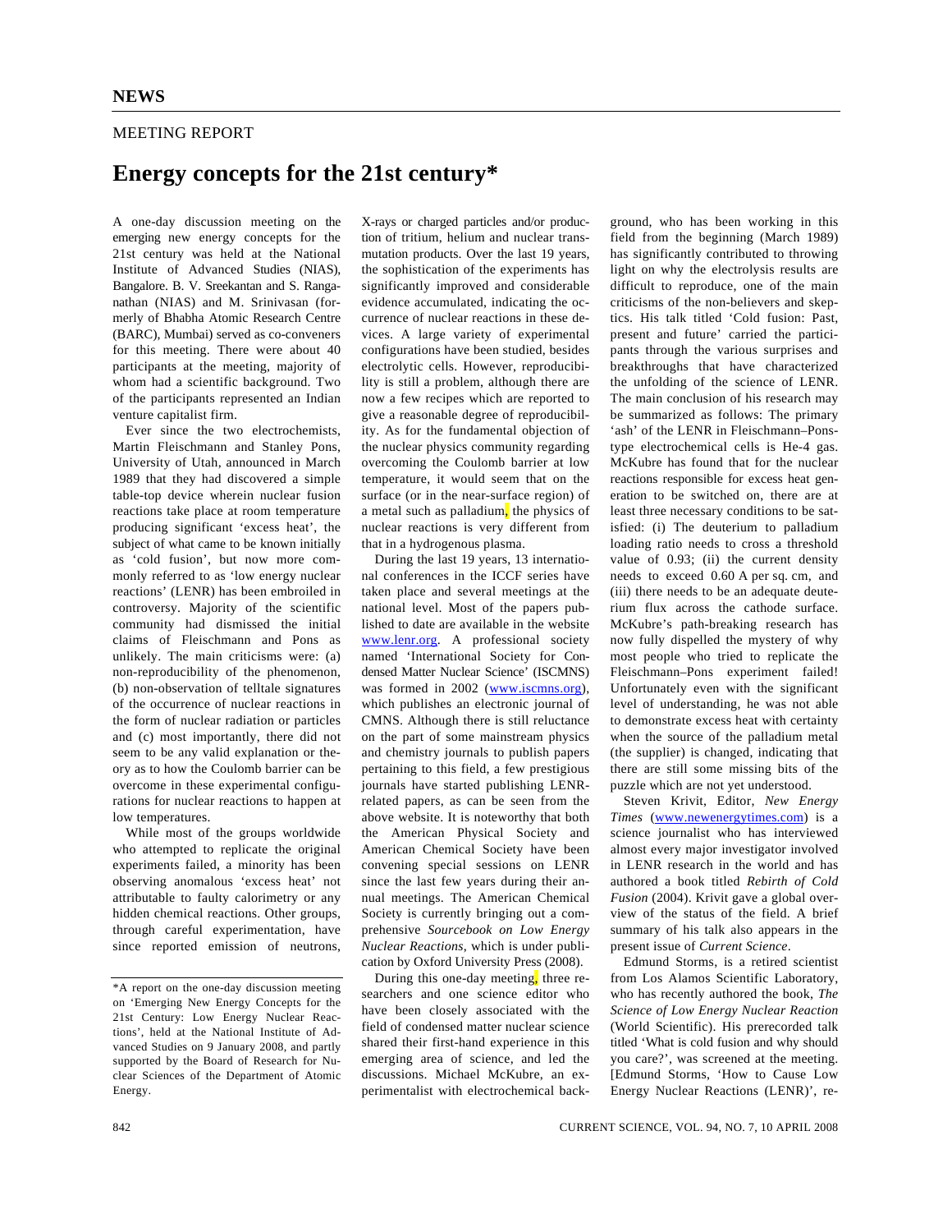# NEWS

## MEETING REPORT

# Energy concepts for the 21st century*

A one-day discussion meeting on the emerging new energy concepts for the 21st century was held at the National Institute of Advanced Studies (NIAS), Bangalore. B. V. Sreekantan and S. Ranganathan (NIAS) and M. Srinivasan (formerly of Bhabha Atomic Research Centre (BARC), Mumbai) served as co-conveners for this meeting. There were about 40 participants at the meeting, majority of whom had a scientific background. Two of the participants represented an Indian venture capitalist firm.

Ever since the two electrochemists, Martin Fleischmann and Stanley Pons, University of Utah, announced in March 1989 that they had discovered a simple table-top device wherein nuclear fusion reactions take place at room temperature producing significant 'excess heat', the subject of what came to be known initially as 'cold fusion', but now more commonly referred to as 'low energy nuclear reactions' (LENR) has been embroiled in controversy. Majority of the scientific community had dismissed the initial claims of Fleischmann and Pons as unlikely. The main criticisms were: (a) non-reproducibility of the phenomenon, (b) non-observation of telltale signatures of the occurrence of nuclear reactions in the form of nuclear radiation or particles and (c) most importantly, there did not seem to be any valid explanation or theory as to how the Coulomb barrier can be overcome in these experimental configurations for nuclear reactions to happen at low temperatures.

While most of the groups worldwide who attempted to replicate the original experiments failed, a minority has been observing anomalous 'excess heat' not attributable to faulty calorimetry or any hidden chemical reactions. Other groups, through careful experimentation, have since reported emission of neutrons, X-rays or charged particles and/or production of tritium, helium and nuclear transmutation products. Over the last 19 years, the sophistication of the experiments has significantly improved and considerable evidence accumulated, indicating the occurrence of nuclear reactions in these devices. A large variety of experimental configurations have been studied, besides electrolytic cells. However, reproducibility is still a problem, although there are now a few recipes which are reported to give a reasonable degree of reproducibility. As for the fundamental objection of the nuclear physics community regarding overcoming the Coulomb barrier at low temperature, it would seem that on the surface (or in the near-surface region) of a metal such as palladium, the physics of nuclear reactions is very different from that in a hydrogenous plasma.

During the last 19 years, 13 international conferences in the ICCF series have taken place and several meetings at the national level. Most of the papers published to date are available in the website www.lenr.org. A professional society named 'International Society for Condensed Matter Nuclear Science' (ISCMNS) was formed in 2002 (www.iscmns.org), which publishes an electronic journal of CMNS. Although there is still reluctance on the part of some mainstream physics and chemistry journals to publish papers pertaining to this field, a few prestigious journals have started publishing LENR-related papers, as can be seen from the above website. It is noteworthy that both the American Physical Society and American Chemical Society have been convening special sessions on LENR since the last few years during their annual meetings. The American Chemical Society is currently bringing out a comprehensive *Sourcebook on Low Energy Nuclear Reactions*, which is under publication by Oxford University Press (2008).

During this one-day meeting, three researchers and one science editor who have been closely associated with the field of condensed matter nuclear science shared their first-hand experience in this emerging area of science, and led the discussions. Michael McKubre, an experimentalist with electrochemical background, who has been working in this field from the beginning (March 1989) has significantly contributed to throwing light on why the electrolysis results are difficult to reproduce, one of the main criticisms of the non-believers and skeptics. His talk titled 'Cold fusion: Past, present and future' carried the participants through the various surprises and breakthroughs that have characterized the unfolding of the science of LENR. The main conclusion of his research may be summarized as follows: The primary 'ash' of the LENR in Fleischmann–Pons-type electrochemical cells is He-4 gas. McKubre has found that for the nuclear reactions responsible for excess heat generation to be switched on, there are at least three necessary conditions to be satisfied: (i) The deuterium to palladium loading ratio needs to cross a threshold value of 0.93; (ii) the current density needs to exceed 0.60 A per sq. cm, and (iii) there needs to be an adequate deuterium flux across the cathode surface. McKubre's path-breaking research has now fully dispelled the mystery of why most people who tried to replicate the Fleischmann–Pons experiment failed! Unfortunately even with the significant level of understanding, he was not able to demonstrate excess heat with certainty when the source of the palladium metal (the supplier) is changed, indicating that there are still some missing bits of the puzzle which are not yet understood.

Steven Krivit, Editor, *New Energy Times* (www.newenergytimes.com) is a science journalist who has interviewed almost every major investigator involved in LENR research in the world and has authored a book titled *Rebirth of Cold Fusion* (2004). Krivit gave a global overview of the status of the field. A brief summary of his talk also appears in the present issue of *Current Science*.

Edmund Storms, is a retired scientist from Los Alamos Scientific Laboratory, who has recently authored the book, *The Science of Low Energy Nuclear Reaction* (World Scientific). His prerecorded talk titled 'What is cold fusion and why should you care?', was screened at the meeting. [Edmund Storms, 'How to Cause Low Energy Nuclear Reactions (LENR)', re-

*A report on the one-day discussion meeting on 'Emerging New Energy Concepts for the 21st Century: Low Energy Nuclear Reactions', held at the National Institute of Advanced Studies on 9 January 2008, and partly supported by the Board of Research for Nuclear Sciences of the Department of Atomic Energy.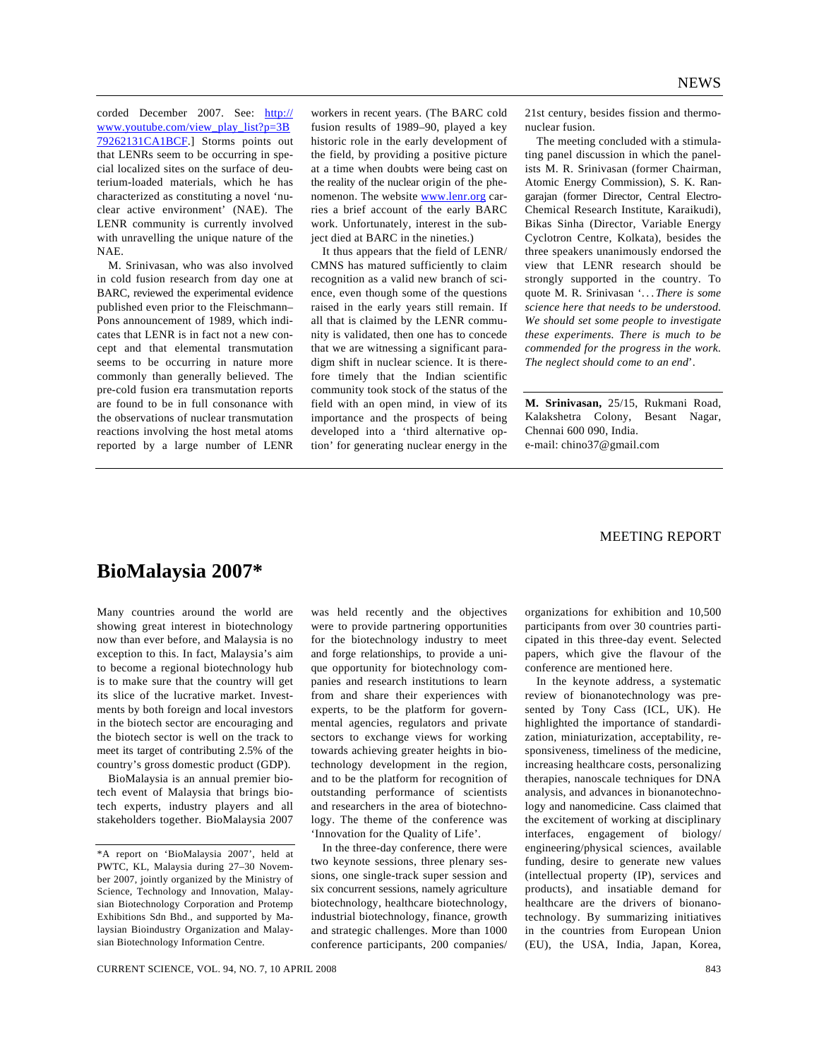corded December 2007. See: http://www.youtube.com/view_play_list?p=3B79262131CA1BCF.] Storms points out that LENRs seem to be occurring in special localized sites on the surface of deuterium-loaded materials, which he has characterized as constituting a novel 'nuclear active environment' (NAE). The LENR community is currently involved with unravelling the unique nature of the NAE.

M. Srinivasan, who was also involved in cold fusion research from day one at BARC, reviewed the experimental evidence published even prior to the Fleischmann–Pons announcement of 1989, which indicates that LENR is in fact not a new concept and that elemental transmutation seems to be occurring in nature more commonly than generally believed. The pre-cold fusion era transmutation reports are found to be in full consonance with the observations of nuclear transmutation reactions involving the host metal atoms reported by a large number of LENR workers in recent years. (The BARC cold fusion results of 1989–90, played a key historic role in the early development of the field, by providing a positive picture at a time when doubts were being cast on the reality of the nuclear origin of the phenomenon. The website www.lenr.org carries a brief account of the early BARC work. Unfortunately, interest in the subject died at BARC in the nineties.)

It thus appears that the field of LENR/CMNS has matured sufficiently to claim recognition as a valid new branch of science, even though some of the questions raised in the early years still remain. If all that is claimed by the LENR community is validated, then one has to concede that we are witnessing a significant paradigm shift in nuclear science. It is therefore timely that the Indian scientific community took stock of the status of the field with an open mind, in view of its importance and the prospects of being developed into a 'third alternative option' for generating nuclear energy in the 21st century, besides fission and thermonuclear fusion.

The meeting concluded with a stimulating panel discussion in which the panelists M. R. Srinivasan (former Chairman, Atomic Energy Commission), S. K. Rangarajan (former Director, Central Electro-Chemical Research Institute, Karaikudi), Bikas Sinha (Director, Variable Energy Cyclotron Centre, Kolkata), besides the three speakers unanimously endorsed the view that LENR research should be strongly supported in the country. To quote M. R. Srinivasan '... *There is some science here that needs to be understood. We should set some people to investigate these experiments. There is much to be commended for the progress in the work. The neglect should come to an end*'.

**M. Srinivasan,** 25/15, Rukmani Road, Kalakshetra Colony, Besant Nagar, Chennai 600 090, India.
e-mail: chino37@gmail.com

MEETING REPORT

# BioMalaysia 2007*

Many countries around the world are showing great interest in biotechnology now than ever before, and Malaysia is no exception to this. In fact, Malaysia's aim to become a regional biotechnology hub is to make sure that the country will get its slice of the lucrative market. Investments by both foreign and local investors in the biotech sector are encouraging and the biotech sector is well on the track to meet its target of contributing 2.5% of the country's gross domestic product (GDP).

BioMalaysia is an annual premier biotech event of Malaysia that brings biotech experts, industry players and all stakeholders together. BioMalaysia 2007 was held recently and the objectives were to provide partnering opportunities for the biotechnology industry to meet and forge relationships, to provide a unique opportunity for biotechnology companies and research institutions to learn from and share their experiences with experts, to be the platform for governmental agencies, regulators and private sectors to exchange views for working towards achieving greater heights in biotechnology development in the region, and to be the platform for recognition of outstanding performance of scientists and researchers in the area of biotechnology. The theme of the conference was 'Innovation for the Quality of Life'.

In the three-day conference, there were two keynote sessions, three plenary sessions, one single-track super session and six concurrent sessions, namely agriculture biotechnology, healthcare biotechnology, industrial biotechnology, finance, growth and strategic challenges. More than 1000 conference participants, 200 companies/organizations for exhibition and 10,500 participants from over 30 countries participated in this three-day event. Selected papers, which give the flavour of the conference are mentioned here.

In the keynote address, a systematic review of bionanotechnology was presented by Tony Cass (ICL, UK). He highlighted the importance of standardization, miniaturization, acceptability, responsiveness, timeliness of the medicine, increasing healthcare costs, personalizing therapies, nanoscale techniques for DNA analysis, and advances in bionanotechnology and nanomedicine. Cass claimed that the excitement of working at disciplinary interfaces, engagement of biology/engineering/physical sciences, available funding, desire to generate new values (intellectual property (IP), services and products), and insatiable demand for healthcare are the drivers of bionanotechnology. By summarizing initiatives in the countries from European Union (EU), the USA, India, Japan, Korea,

*A report on 'BioMalaysia 2007', held at PWTC, KL, Malaysia during 27–30 November 2007, jointly organized by the Ministry of Science, Technology and Innovation, Malaysian Biotechnology Corporation and Protemp Exhibitions Sdn Bhd., and supported by Malaysian Bioindustry Organization and Malaysian Biotechnology Information Centre.